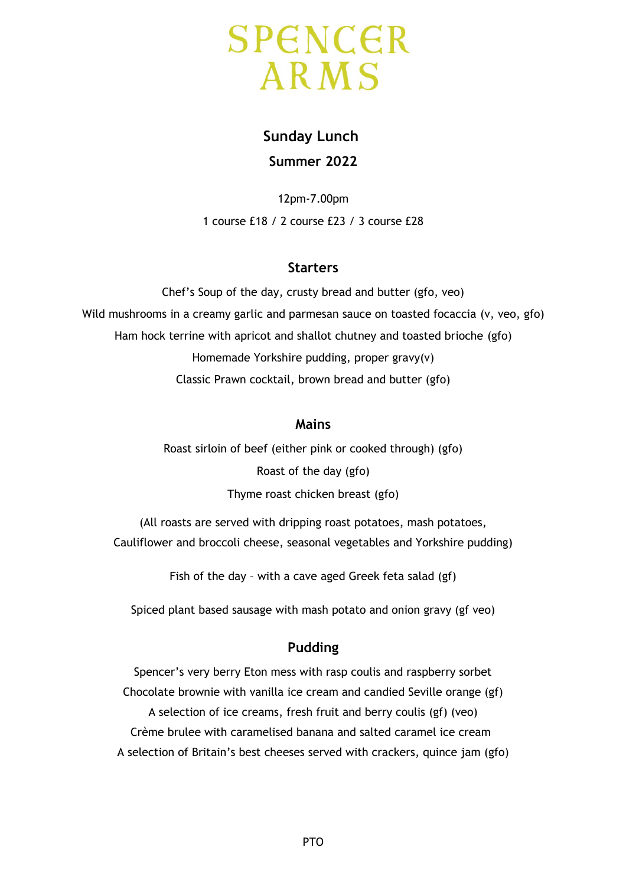# SPENCER ARMS

## Sunday Lunch

## Summer 2022

12pm-7.00pm

1 course £18 / 2 course £23 / 3 course £28

### Starters

Chef's Soup of the day, crusty bread and butter (gfo, veo)

Wild mushrooms in a creamy garlic and parmesan sauce on toasted focaccia (v, veo, gfo)

Ham hock terrine with apricot and shallot chutney and toasted brioche (gfo)

Homemade Yorkshire pudding, proper gravy(v)

Classic Prawn cocktail, brown bread and butter (gfo)

### Mains

Roast sirloin of beef (either pink or cooked through) (gfo)

Roast of the day (gfo)

Thyme roast chicken breast (gfo)

(All roasts are served with dripping roast potatoes, mash potatoes,
Cauliflower and broccoli cheese, seasonal vegetables and Yorkshire pudding)

Fish of the day – with a cave aged Greek feta salad (gf)

Spiced plant based sausage with mash potato and onion gravy (gf veo)

### Pudding

Spencer's very berry Eton mess with rasp coulis and raspberry sorbet

Chocolate brownie with vanilla ice cream and candied Seville orange (gf)

A selection of ice creams, fresh fruit and berry coulis (gf) (veo)

Crème brulee with caramelised banana and salted caramel ice cream

A selection of Britain's best cheeses served with crackers, quince jam (gfo)

PTO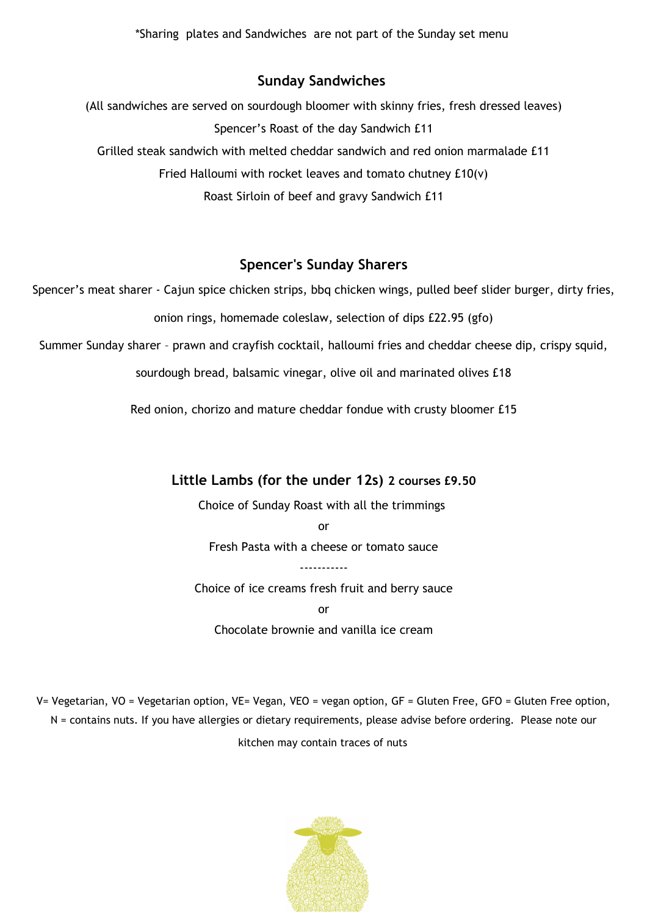*Sharing plates and Sandwiches are not part of the Sunday set menu

## Sunday Sandwiches

(All sandwiches are served on sourdough bloomer with skinny fries, fresh dressed leaves)

Spencer's Roast of the day Sandwich £11

Grilled steak sandwich with melted cheddar sandwich and red onion marmalade £11

Fried Halloumi with rocket leaves and tomato chutney £10(v)

Roast Sirloin of beef and gravy Sandwich £11

## Spencer's Sunday Sharers

Spencer's meat sharer - Cajun spice chicken strips, bbq chicken wings, pulled beef slider burger, dirty fries, onion rings, homemade coleslaw, selection of dips £22.95 (gfo)

Summer Sunday sharer – prawn and crayfish cocktail, halloumi fries and cheddar cheese dip, crispy squid, sourdough bread, balsamic vinegar, olive oil and marinated olives £18

Red onion, chorizo and mature cheddar fondue with crusty bloomer £15

## Little Lambs (for the under 12s) **2 courses £9.50**

Choice of Sunday Roast with all the trimmings

or

Fresh Pasta with a cheese or tomato sauce

-----------

Choice of ice creams fresh fruit and berry sauce

or

Chocolate brownie and vanilla ice cream

V= Vegetarian, VO = Vegetarian option, VE= Vegan, VEO = vegan option, GF = Gluten Free, GFO = Gluten Free option, N = contains nuts. If you have allergies or dietary requirements, please advise before ordering. Please note our kitchen may contain traces of nuts